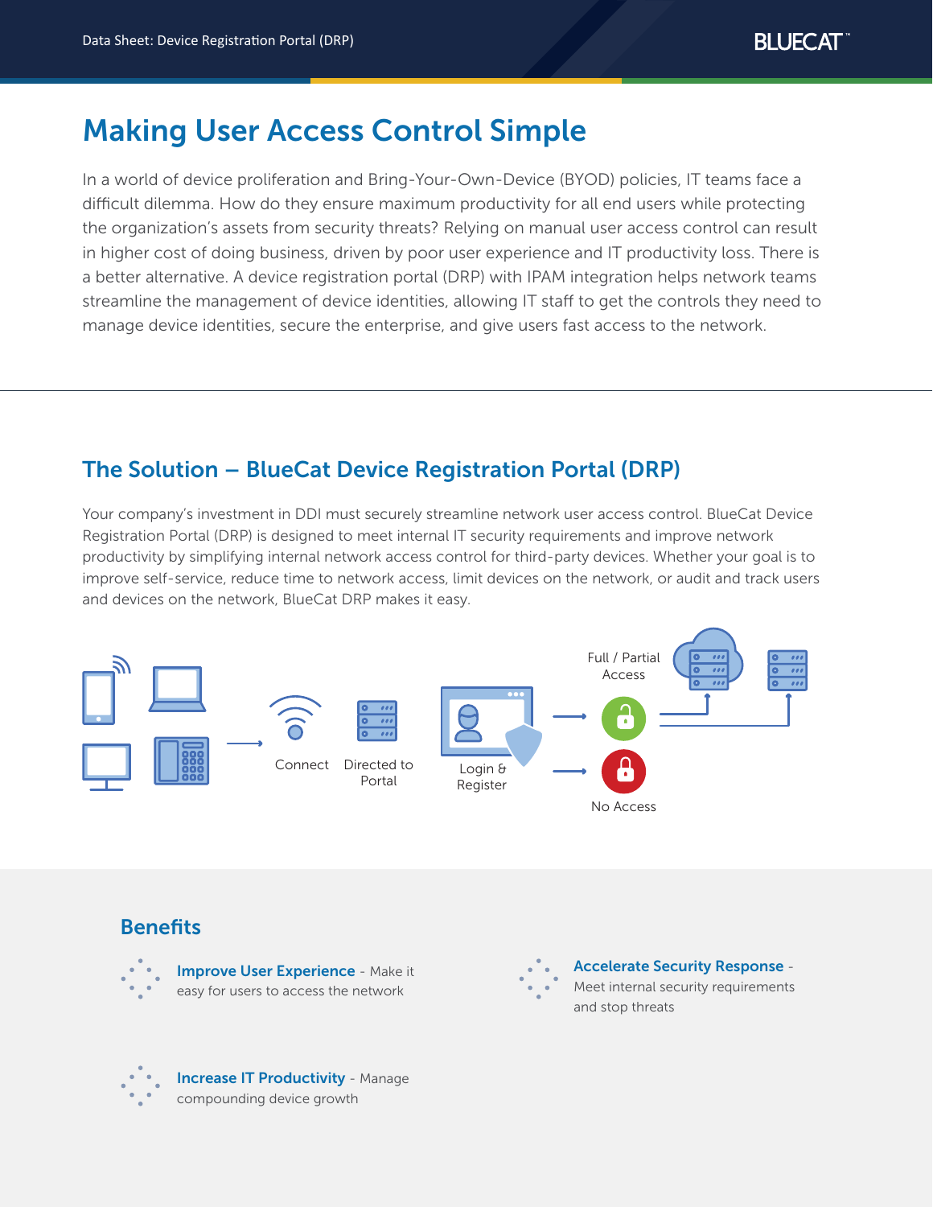# Making User Access Control Simple

In a world of device proliferation and Bring-Your-Own-Device (BYOD) policies, IT teams face a difficult dilemma. How do they ensure maximum productivity for all end users while protecting the organization's assets from security threats? Relying on manual user access control can result in higher cost of doing business, driven by poor user experience and IT productivity loss. There is a better alternative. A device registration portal (DRP) with IPAM integration helps network teams streamline the management of device identities, allowing IT staff to get the controls they need to manage device identities, secure the enterprise, and give users fast access to the network.

## The Solution – BlueCat Device Registration Portal (DRP)

Your company's investment in DDI must securely streamline network user access control. BlueCat Device Registration Portal (DRP) is designed to meet internal IT security requirements and improve network productivity by simplifying internal network access control for third-party devices. Whether your goal is to improve self-service, reduce time to network access, limit devices on the network, or audit and track users and devices on the network, BlueCat DRP makes it easy.

Connect → Directed to Portal → Login & Register → Full / Partial Access | No Access

## Benefits

**Improve User Experience** - Make it easy for users to access the network

**Accelerate Security Response** - Meet internal security requirements and stop threats

**Increase IT Productivity** - Manage compounding device growth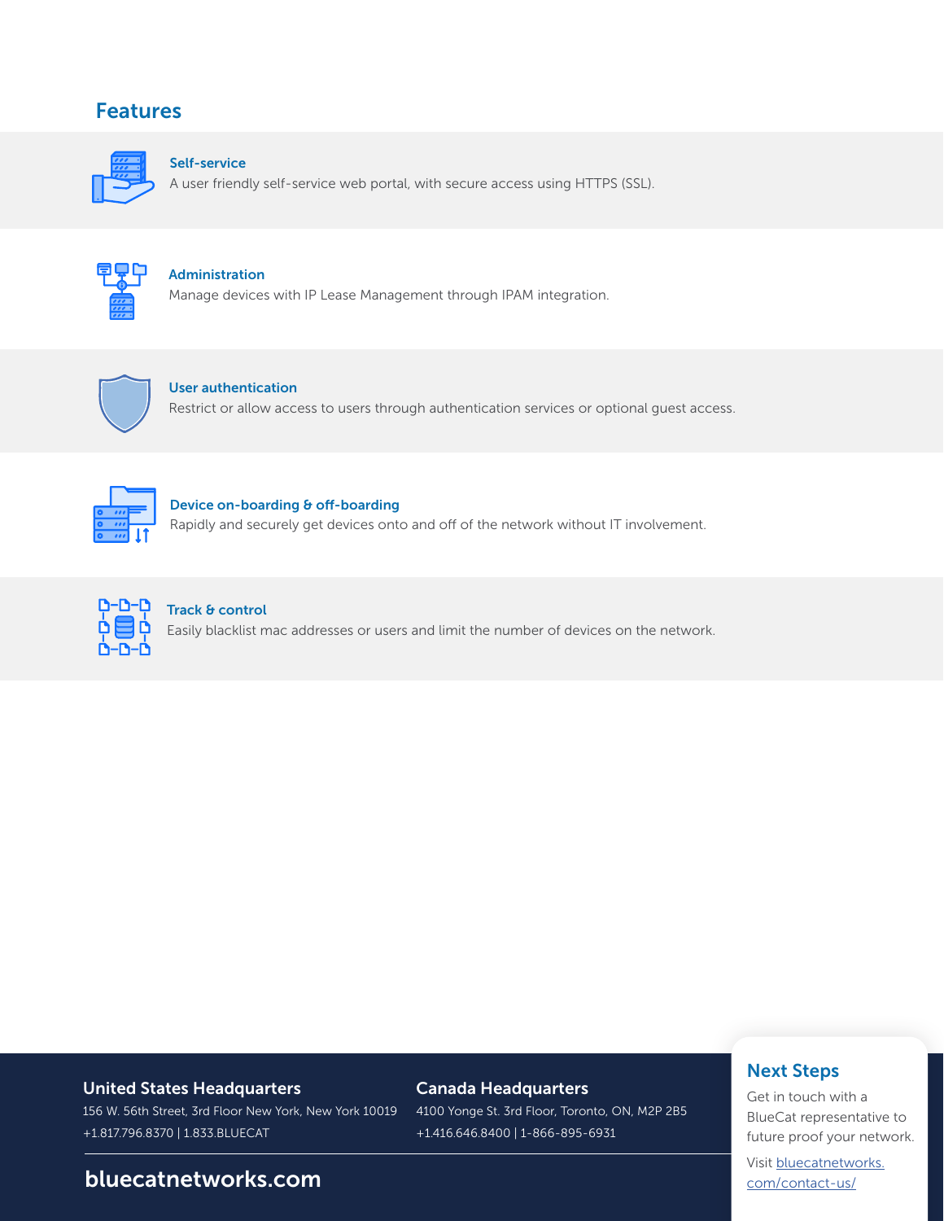## Features

### Self-service

A user friendly self-service web portal, with secure access using HTTPS (SSL).

### Administration

Manage devices with IP Lease Management through IPAM integration.

### User authentication

Restrict or allow access to users through authentication services or optional guest access.

### Device on-boarding & off-boarding

Rapidly and securely get devices onto and off of the network without IT involvement.

### Track & control

Easily blacklist mac addresses or users and limit the number of devices on the network.

### United States Headquarters

156 W. 56th Street, 3rd Floor New York, New York 10019
+1.817.796.8370 | 1.833.BLUECAT

### Canada Headquarters

4100 Yonge St. 3rd Floor, Toronto, ON, M2P 2B5
+1.416.646.8400 | 1-866-895-6931

**bluecatnetworks.com**

### Next Steps

Get in touch with a BlueCat representative to future proof your network.

Visit bluecatnetworks.com/contact-us/